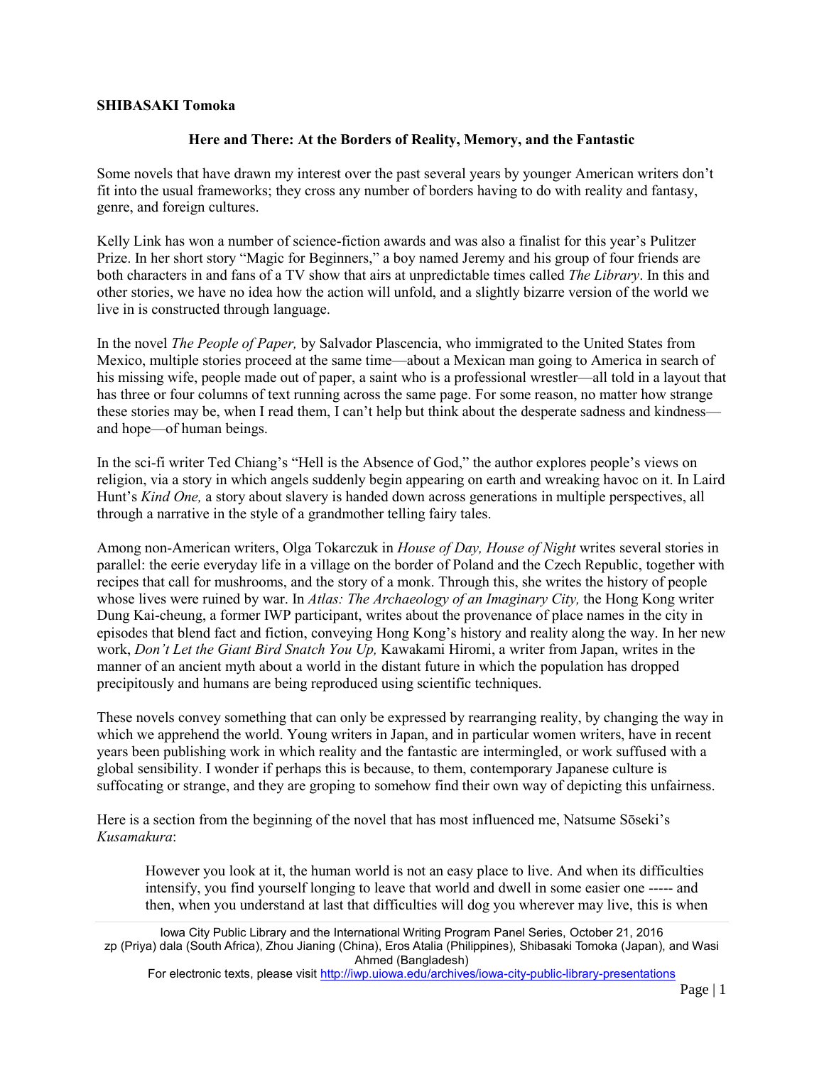**SHIBASAKI Tomoka**

## Here and There: At the Borders of Reality, Memory, and the Fantastic

Some novels that have drawn my interest over the past several years by younger American writers don't fit into the usual frameworks; they cross any number of borders having to do with reality and fantasy, genre, and foreign cultures.

Kelly Link has won a number of science-fiction awards and was also a finalist for this year's Pulitzer Prize. In her short story "Magic for Beginners," a boy named Jeremy and his group of four friends are both characters in and fans of a TV show that airs at unpredictable times called *The Library*. In this and other stories, we have no idea how the action will unfold, and a slightly bizarre version of the world we live in is constructed through language.

In the novel *The People of Paper,* by Salvador Plascencia, who immigrated to the United States from Mexico, multiple stories proceed at the same time—about a Mexican man going to America in search of his missing wife, people made out of paper, a saint who is a professional wrestler—all told in a layout that has three or four columns of text running across the same page. For some reason, no matter how strange these stories may be, when I read them, I can't help but think about the desperate sadness and kindness—and hope—of human beings.

In the sci-fi writer Ted Chiang's "Hell is the Absence of God," the author explores people's views on religion, via a story in which angels suddenly begin appearing on earth and wreaking havoc on it. In Laird Hunt's *Kind One,* a story about slavery is handed down across generations in multiple perspectives, all through a narrative in the style of a grandmother telling fairy tales.

Among non-American writers, Olga Tokarczuk in *House of Day, House of Night* writes several stories in parallel: the eerie everyday life in a village on the border of Poland and the Czech Republic, together with recipes that call for mushrooms, and the story of a monk. Through this, she writes the history of people whose lives were ruined by war. In *Atlas: The Archaeology of an Imaginary City,* the Hong Kong writer Dung Kai-cheung, a former IWP participant, writes about the provenance of place names in the city in episodes that blend fact and fiction, conveying Hong Kong's history and reality along the way. In her new work, *Don't Let the Giant Bird Snatch You Up,* Kawakami Hiromi, a writer from Japan, writes in the manner of an ancient myth about a world in the distant future in which the population has dropped precipitously and humans are being reproduced using scientific techniques.

These novels convey something that can only be expressed by rearranging reality, by changing the way in which we apprehend the world. Young writers in Japan, and in particular women writers, have in recent years been publishing work in which reality and the fantastic are intermingled, or work suffused with a global sensibility. I wonder if perhaps this is because, to them, contemporary Japanese culture is suffocating or strange, and they are groping to somehow find their own way of depicting this unfairness.

Here is a section from the beginning of the novel that has most influenced me, Natsume Sōseki's *Kusamakura*:

> However you look at it, the human world is not an easy place to live. And when its difficulties intensify, you find yourself longing to leave that world and dwell in some easier one ----- and then, when you understand at last that difficulties will dog you wherever may live, this is when

Iowa City Public Library and the International Writing Program Panel Series, October 21, 2016
zp (Priya) dala (South Africa), Zhou Jianing (China), Eros Atalia (Philippines), Shibasaki Tomoka (Japan), and Wasi Ahmed (Bangladesh)
For electronic texts, please visit http://iwp.uiowa.edu/archives/iowa-city-public-library-presentations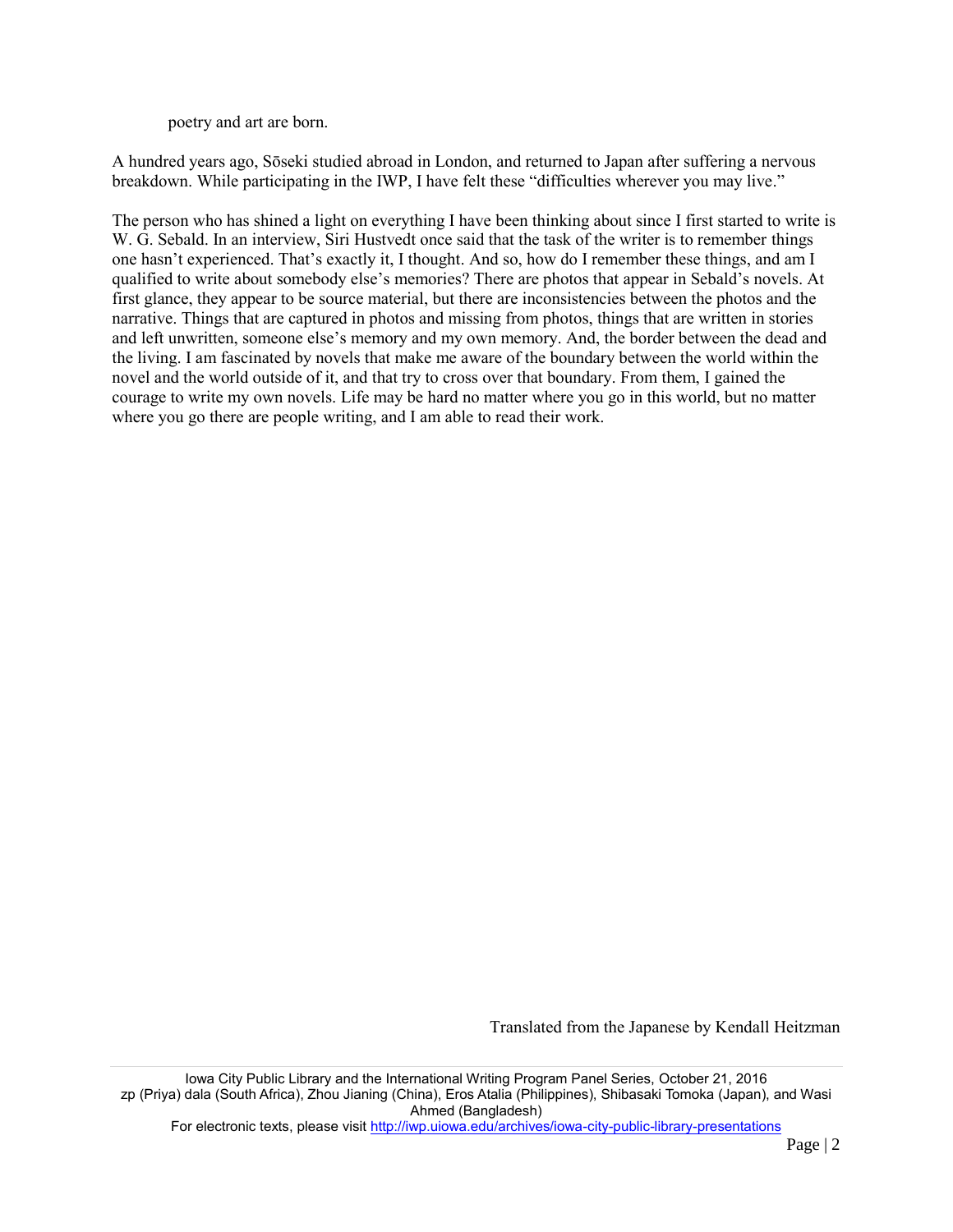poetry and art are born.

A hundred years ago, Sōseki studied abroad in London, and returned to Japan after suffering a nervous breakdown. While participating in the IWP, I have felt these "difficulties wherever you may live."

The person who has shined a light on everything I have been thinking about since I first started to write is W. G. Sebald. In an interview, Siri Hustvedt once said that the task of the writer is to remember things one hasn't experienced. That's exactly it, I thought. And so, how do I remember these things, and am I qualified to write about somebody else's memories? There are photos that appear in Sebald's novels. At first glance, they appear to be source material, but there are inconsistencies between the photos and the narrative. Things that are captured in photos and missing from photos, things that are written in stories and left unwritten, someone else's memory and my own memory. And, the border between the dead and the living. I am fascinated by novels that make me aware of the boundary between the world within the novel and the world outside of it, and that try to cross over that boundary. From them, I gained the courage to write my own novels. Life may be hard no matter where you go in this world, but no matter where you go there are people writing, and I am able to read their work.

Translated from the Japanese by Kendall Heitzman